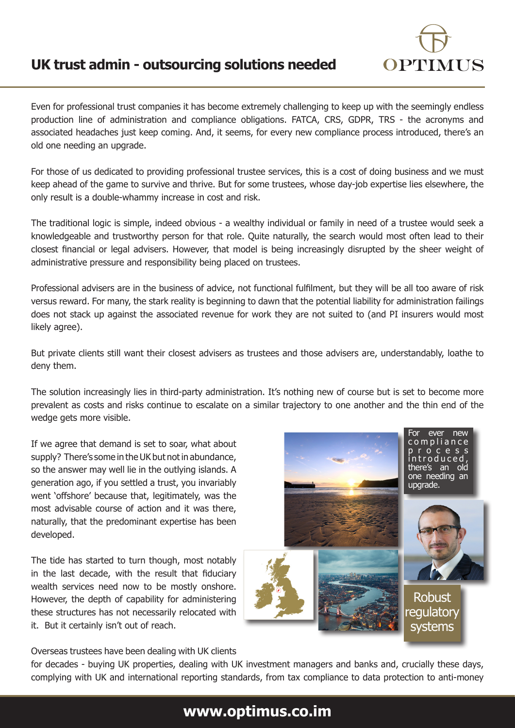# UK trust admin - outsourcing solutions needed

Even for professional trust companies it has become extremely challenging to keep up with the seemingly endless production line of administration and compliance obligations. FATCA, CRS, GDPR, TRS - the acronyms and associated headaches just keep coming. And, it seems, for every new compliance process introduced, there's an old one needing an upgrade.

For those of us dedicated to providing professional trustee services, this is a cost of doing business and we must keep ahead of the game to survive and thrive. But for some trustees, whose day-job expertise lies elsewhere, the only result is a double-whammy increase in cost and risk.

The traditional logic is simple, indeed obvious - a wealthy individual or family in need of a trustee would seek a knowledgeable and trustworthy person for that role. Quite naturally, the search would most often lead to their closest financial or legal advisers. However, that model is being increasingly disrupted by the sheer weight of administrative pressure and responsibility being placed on trustees.

Professional advisers are in the business of advice, not functional fulfilment, but they will be all too aware of risk versus reward. For many, the stark reality is beginning to dawn that the potential liability for administration failings does not stack up against the associated revenue for work they are not suited to (and PI insurers would most likely agree).

But private clients still want their closest advisers as trustees and those advisers are, understandably, loathe to deny them.

The solution increasingly lies in third-party administration. It's nothing new of course but is set to become more prevalent as costs and risks continue to escalate on a similar trajectory to one another and the thin end of the wedge gets more visible.

If we agree that demand is set to soar, what about supply? There's some in the UK but not in abundance, so the answer may well lie in the outlying islands. A generation ago, if you settled a trust, you invariably went 'offshore' because that, legitimately, was the most advisable course of action and it was there, naturally, that the predominant expertise has been developed.

The tide has started to turn though, most notably in the last decade, with the result that fiduciary wealth services need now to be mostly onshore. However, the depth of capability for administering these structures has not necessarily relocated with it. But it certainly isn't out of reach.

For ever new compliance process introduced, there's an old one needing an upgrade.

Robust regulatory systems

Overseas trustees have been dealing with UK clients for decades - buying UK properties, dealing with UK investment managers and banks and, crucially these days, complying with UK and international reporting standards, from tax compliance to data protection to anti-money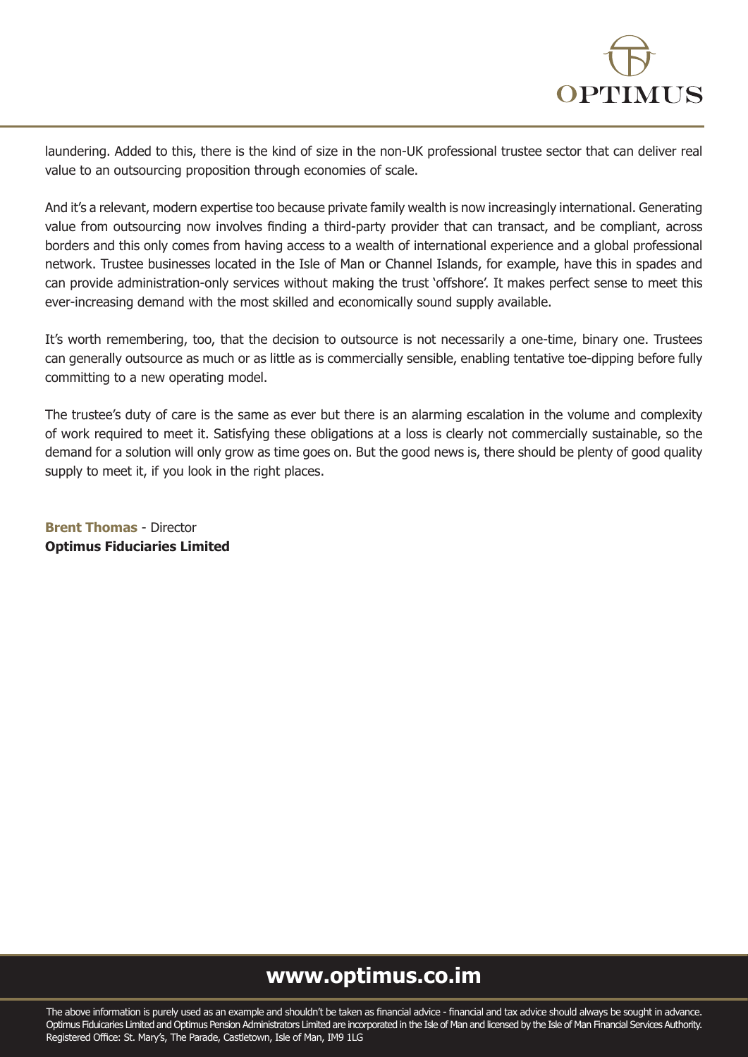laundering. Added to this, there is the kind of size in the non-UK professional trustee sector that can deliver real value to an outsourcing proposition through economies of scale.

And it's a relevant, modern expertise too because private family wealth is now increasingly international. Generating value from outsourcing now involves finding a third-party provider that can transact, and be compliant, across borders and this only comes from having access to a wealth of international experience and a global professional network. Trustee businesses located in the Isle of Man or Channel Islands, for example, have this in spades and can provide administration-only services without making the trust 'offshore'. It makes perfect sense to meet this ever-increasing demand with the most skilled and economically sound supply available.

It's worth remembering, too, that the decision to outsource is not necessarily a one-time, binary one. Trustees can generally outsource as much or as little as is commercially sensible, enabling tentative toe-dipping before fully committing to a new operating model.

The trustee's duty of care is the same as ever but there is an alarming escalation in the volume and complexity of work required to meet it. Satisfying these obligations at a loss is clearly not commercially sustainable, so the demand for a solution will only grow as time goes on. But the good news is, there should be plenty of good quality supply to meet it, if you look in the right places.

**Brent Thomas** - Director
**Optimus Fiduciaries Limited**

**www.optimus.co.im**

The above information is purely used as an example and shouldn't be taken as financial advice - financial and tax advice should always be sought in advance. Optimus Fiduicaries Limited and Optimus Pension Administrators Limited are incorporated in the Isle of Man and licensed by the Isle of Man Financial Services Authority. Registered Office: St. Mary's, The Parade, Castletown, Isle of Man, IM9 1LG